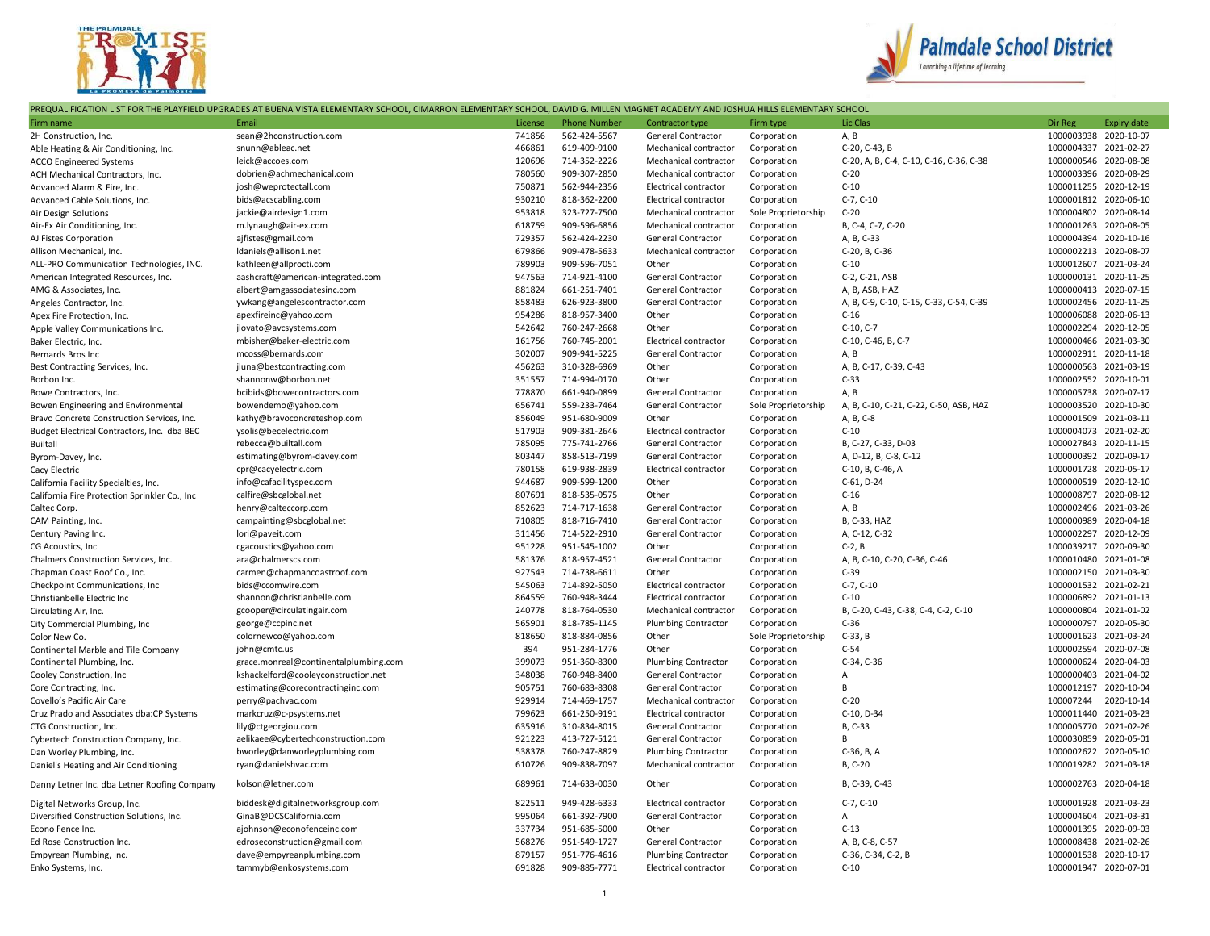PREQUALIFICATION LIST FOR THE PLAYFIELD UPGRADES AT BUENA VISTA ELEMENTARY SCHOOL, CIMARRON ELEMENTARY SCHOOL, DAVID G. MILLEN MAGNET ACADEMY AND JOSHUA HILLS ELEMENTARY SCHOOL

| Firm name | Email | License | Phone Number | Contractor type | Firm type | Lic Clas | Dir Reg | Expiry date |
|---|---|---|---|---|---|---|---|---|
| 2H Construction, Inc. | sean@2hconstruction.com | 741856 | 562-424-5567 | General Contractor | Corporation | A, B | 1000003938 | 2020-10-07 |
| Able Heating & Air Conditioning, Inc. | snunn@ableac.net | 466861 | 619-409-9100 | Mechanical contractor | Corporation | C-20, C-43, B | 1000004337 | 2021-02-27 |
| ACCO Engineered Systems | leick@accoes.com | 120696 | 714-352-2226 | Mechanical contractor | Corporation | C-20, A, B, C-4, C-10, C-16, C-36, C-38 | 1000000546 | 2020-08-08 |
| ACH Mechanical Contractors, Inc. | dobrien@achmechanical.com | 780560 | 909-307-2850 | Mechanical contractor | Corporation | C-20 | 1000003396 | 2020-08-29 |
| Advanced Alarm & Fire, Inc. | josh@weprotectall.com | 750871 | 562-944-2356 | Electrical contractor | Corporation | C-10 | 1000011255 | 2020-12-19 |
| Advanced Cable Solutions, Inc. | bids@acscabling.com | 930210 | 818-362-2200 | Electrical contractor | Corporation | C-7, C-10 | 1000001812 | 2020-06-10 |
| Air Design Solutions | jackie@airdesign1.com | 953818 | 323-727-7500 | Mechanical contractor | Sole Proprietorship | C-20 | 1000004802 | 2020-08-14 |
| Air-Ex Air Conditioning, Inc. | m.lynaugh@air-ex.com | 618759 | 909-596-6856 | Mechanical contractor | Corporation | B, C-4, C-7, C-20 | 1000001263 | 2020-08-05 |
| AJ Fistes Corporation | ajfistes@gmail.com | 729357 | 562-424-2230 | General Contractor | Corporation | A, B, C-33 | 1000004394 | 2020-10-16 |
| Allison Mechanical, Inc. | ldaniels@allison1.net | 679866 | 909-478-5633 | Mechanical contractor | Corporation | C-20, B, C-36 | 1000002213 | 2020-08-07 |
| ALL-PRO Communication Technologies, INC. | kathleen@allprocti.com | 789903 | 909-596-7051 | Other | Corporation | C-10 | 1000012607 | 2021-03-24 |
| American Integrated Resources, Inc. | aashcraft@american-integrated.com | 947563 | 714-921-4100 | General Contractor | Corporation | C-2, C-21, ASB | 1000000131 | 2020-11-25 |
| AMG & Associates, Inc. | albert@amgassociatesinc.com | 881824 | 661-251-7401 | General Contractor | Corporation | A, B, ASB, HAZ | 1000000413 | 2020-07-15 |
| Angeles Contractor, Inc. | ywkang@angelescontractor.com | 858483 | 626-923-3800 | General Contractor | Corporation | A, B, C-9, C-10, C-15, C-33, C-54, C-39 | 1000002456 | 2020-11-25 |
| Apex Fire Protection, Inc. | apexfireinc@yahoo.com | 954286 | 818-957-3400 | Other | Corporation | C-16 | 1000006088 | 2020-06-13 |
| Apple Valley Communications Inc. | jlovato@avcsystems.com | 542642 | 760-247-2668 | Other | Corporation | C-10, C-7 | 1000002294 | 2020-12-05 |
| Baker Electric, Inc. | mbisher@baker-electric.com | 161756 | 760-745-2001 | Electrical contractor | Corporation | C-10, C-46, B, C-7 | 1000000466 | 2021-03-30 |
| Bernards Bros Inc | mcoss@bernards.com | 302007 | 909-941-5225 | General Contractor | Corporation | A, B | 1000002911 | 2020-11-18 |
| Best Contracting Services, Inc. | jluna@bestcontracting.com | 456263 | 310-328-6969 | Other | Corporation | A, B, C-17, C-39, C-43 | 1000000563 | 2021-03-19 |
| Borbon Inc. | shannonw@borbon.net | 351557 | 714-994-0170 | Other | Corporation | C-33 | 1000002552 | 2020-10-01 |
| Bowe Contractors, Inc. | bcibids@bowecontractors.com | 778870 | 661-940-0899 | General Contractor | Corporation | A, B | 1000005738 | 2020-07-17 |
| Bowen Engineering and Environmental | bowendemo@yahoo.com | 656741 | 559-233-7464 | General Contractor | Sole Proprietorship | A, B, C-10, C-21, C-22, C-50, ASB, HAZ | 1000003520 | 2020-10-30 |
| Bravo Concrete Construction Services, Inc. | kathy@bravoconcreteshop.com | 856049 | 951-680-9009 | Other | Corporation | A, B, C-8 | 1000001509 | 2021-03-11 |
| Budget Electrical Contractors, Inc. dba BEC | ysolis@becelectric.com | 517903 | 909-381-2646 | Electrical contractor | Corporation | C-10 | 1000004073 | 2021-02-20 |
| Builtall | rebecca@builtall.com | 785095 | 775-741-2766 | General Contractor | Corporation | B, C-27, C-33, D-03 | 1000027843 | 2020-11-15 |
| Byrom-Davey, Inc. | estimating@byrom-davey.com | 803447 | 858-513-7199 | General Contractor | Corporation | A, D-12, B, C-8, C-12 | 1000000392 | 2020-09-17 |
| Cacy Electric | cpr@cacyelectric.com | 780158 | 619-938-2839 | Electrical contractor | Corporation | C-10, B, C-46, A | 1000001728 | 2020-05-17 |
| California Facility Specialties, Inc. | info@cafacilityspec.com | 944687 | 909-599-1200 | Other | Corporation | C-61, D-24 | 1000000519 | 2020-12-10 |
| California Fire Protection Sprinkler Co., Inc | calfire@sbcglobal.net | 807691 | 818-535-0575 | Other | Corporation | C-16 | 1000008797 | 2020-08-12 |
| Caltec Corp. | henry@calteccorp.com | 852623 | 714-717-1638 | General Contractor | Corporation | A, B | 1000002496 | 2021-03-26 |
| CAM Painting, Inc. | campainting@sbcglobal.net | 710805 | 818-716-7410 | General Contractor | Corporation | B, C-33, HAZ | 1000000989 | 2020-04-18 |
| Century Paving Inc. | lori@paveit.com | 311456 | 714-522-2910 | General Contractor | Corporation | A, C-12, C-32 | 1000002297 | 2020-12-09 |
| CG Acoustics, Inc | cgacoustics@yahoo.com | 951228 | 951-545-1002 | Other | Corporation | C-2, B | 1000039217 | 2020-09-30 |
| Chalmers Construction Services, Inc. | ara@chalmerscs.com | 581376 | 818-957-4521 | General Contractor | Corporation | A, B, C-10, C-20, C-36, C-46 | 1000010480 | 2021-01-08 |
| Chapman Coast Roof Co., Inc. | carmen@chapmancoastroof.com | 927543 | 714-738-6611 | Other | Corporation | C-39 | 1000002150 | 2021-03-30 |
| Checkpoint Communications, Inc | bids@ccomwire.com | 545063 | 714-892-5050 | Electrical contractor | Corporation | C-7, C-10 | 1000001532 | 2021-02-21 |
| Christianbelle Electric Inc | shannon@christianbelle.com | 864559 | 760-948-3444 | Electrical contractor | Corporation | C-10 | 1000006892 | 2021-01-13 |
| Circulating Air, Inc. | gcooper@circulatingair.com | 240778 | 818-764-0530 | Mechanical contractor | Corporation | B, C-20, C-43, C-38, C-4, C-2, C-10 | 1000000804 | 2021-01-02 |
| City Commercial Plumbing, Inc | george@ccpinc.net | 565901 | 818-785-1145 | Plumbing Contractor | Corporation | C-36 | 1000000797 | 2020-05-30 |
| Color New Co. | colornewco@yahoo.com | 818650 | 818-884-0856 | Other | Sole Proprietorship | C-33, B | 1000001623 | 2021-03-24 |
| Continental Marble and Tile Company | john@cmtc.us | 394 | 951-284-1776 | Other | Corporation | C-54 | 1000002594 | 2020-07-08 |
| Continental Plumbing, Inc. | grace.monreal@continentalplumbing.com | 399073 | 951-360-8300 | Plumbing Contractor | Corporation | C-34, C-36 | 1000000624 | 2020-04-03 |
| Cooley Construction, Inc | kshackelford@cooleyconstruction.net | 348038 | 760-948-8400 | General Contractor | Corporation | A | 1000000403 | 2021-04-02 |
| Core Contracting, Inc. | estimating@corecontractinginc.com | 905751 | 760-683-8308 | General Contractor | Corporation | B | 1000012197 | 2020-10-04 |
| Covello's Pacific Air Care | perry@pachvac.com | 929914 | 714-469-1757 | Mechanical contractor | Corporation | C-20 | 100007244 | 2020-10-14 |
| Cruz Prado and Associates dba:CP Systems | markcruz@c-psystems.net | 799623 | 661-250-9191 | Electrical contractor | Corporation | C-10, D-34 | 1000011440 | 2021-03-23 |
| CTG Construction, Inc. | lily@ctgeorgiou.com | 635916 | 310-834-8015 | General Contractor | Corporation | B, C-33 | 1000005770 | 2021-02-26 |
| Cybertech Construction Company, Inc. | aelikaee@cybertechconstruction.com | 921223 | 413-727-5121 | General Contractor | Corporation | B | 1000030859 | 2020-05-01 |
| Dan Worley Plumbing, Inc. | bworley@danworleyplumbing.com | 538378 | 760-247-8829 | Plumbing Contractor | Corporation | C-36, B, A | 1000002622 | 2020-05-10 |
| Daniel's Heating and Air Conditioning | ryan@danielshvac.com | 610726 | 909-838-7097 | Mechanical contractor | Corporation | B, C-20 | 1000019282 | 2021-03-18 |
| Danny Letner Inc. dba Letner Roofing Company | kolson@letner.com | 689961 | 714-633-0030 | Other | Corporation | B, C-39, C-43 | 1000002763 | 2020-04-18 |
| Digital Networks Group, Inc. | biddesk@digitalnetworksgroup.com | 822511 | 949-428-6333 | Electrical contractor | Corporation | C-7, C-10 | 1000001928 | 2021-03-23 |
| Diversified Construction Solutions, Inc. | GinaB@DCSCalifornia.com | 995064 | 661-392-7900 | General Contractor | Corporation | A | 1000004604 | 2021-03-31 |
| Econo Fence Inc. | ajohnson@econofenceinc.com | 337734 | 951-685-5000 | Other | Corporation | C-13 | 1000001395 | 2020-09-03 |
| Ed Rose Construction Inc. | edroseconstruction@gmail.com | 568276 | 951-549-1727 | General Contractor | Corporation | A, B, C-8, C-57 | 1000008438 | 2021-02-26 |
| Empyrean Plumbing, Inc. | dave@empyreanplumbing.com | 879157 | 951-776-4616 | Plumbing Contractor | Corporation | C-36, C-34, C-2, B | 1000001538 | 2020-10-17 |
| Enko Systems, Inc. | tammyb@enkosystems.com | 691828 | 909-885-7771 | Electrical contractor | Corporation | C-10 | 1000001947 | 2020-07-01 |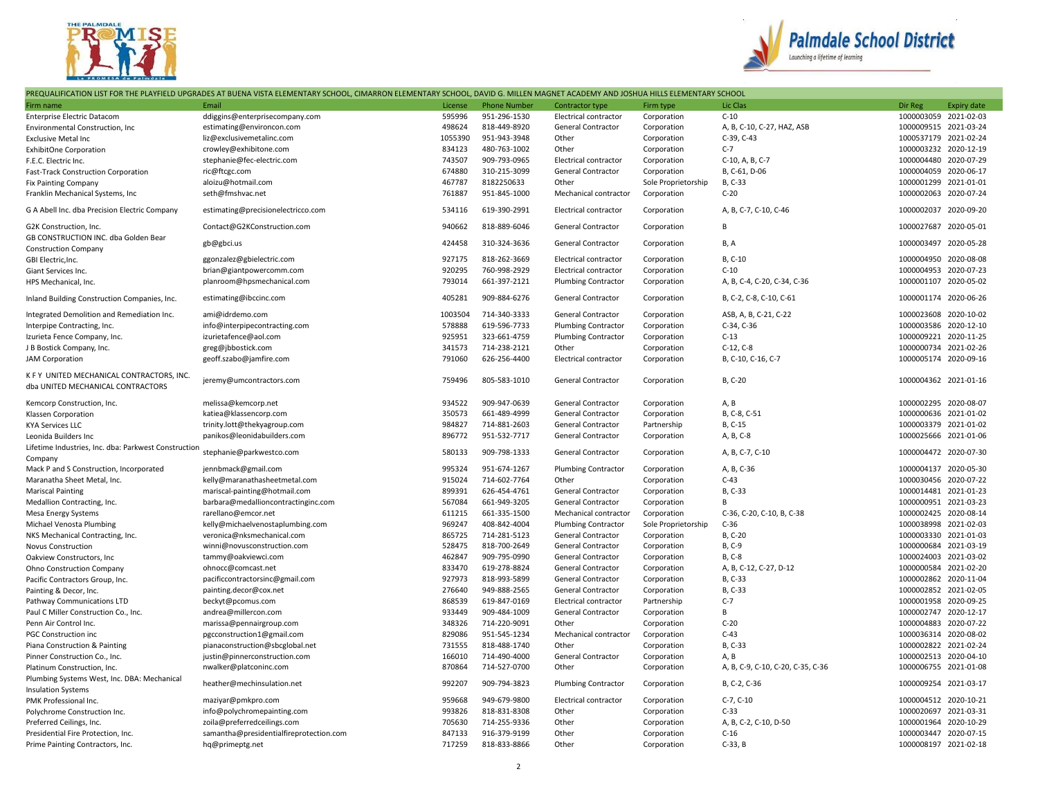PREQUALIFICATION LIST FOR THE PLAYFIELD UPGRADES AT BUENA VISTA ELEMENTARY SCHOOL, CIMARRON ELEMENTARY SCHOOL, DAVID G. MILLEN MAGNET ACADEMY AND JOSHUA HILLS ELEMENTARY SCHOOL

| Firm name | Email | License | Phone Number | Contractor type | Firm type | Lic Clas | Dir Reg | Expiry date |
|---|---|---|---|---|---|---|---|---|
| Enterprise Electric Datacom | ddiggins@enterprisecompany.com | 595996 | 951-296-1530 | Electrical contractor | Corporation | C-10 | 1000003059 | 2021-02-03 |
| Environmental Construction, Inc | estimating@environcon.com | 498624 | 818-449-8920 | General Contractor | Corporation | A, B, C-10, C-27, HAZ, ASB | 1000009515 | 2021-03-24 |
| Exclusive Metal Inc | liz@exclusivemetalinc.com | 1055390 | 951-943-3948 | Other | Corporation | C-39, C-43 | 1000537179 | 2021-02-24 |
| ExhibitOne Corporation | crowley@exhibitone.com | 834123 | 480-763-1002 | Other | Corporation | C-7 | 1000003232 | 2020-12-19 |
| F.E.C. Electric Inc. | stephanie@fec-electric.com | 743507 | 909-793-0965 | Electrical contractor | Corporation | C-10, A, B, C-7 | 1000004480 | 2020-07-29 |
| Fast-Track Construction Corporation | ric@ftcgc.com | 674880 | 310-215-3099 | General Contractor | Corporation | B, C-61, D-06 | 1000004059 | 2020-06-17 |
| Fix Painting Company | aloizu@hotmail.com | 467787 | 8182250633 | Other | Sole Proprietorship | B, C-33 | 1000001299 | 2021-01-01 |
| Franklin Mechanical Systems, Inc | seth@fmshvac.net | 761887 | 951-845-1000 | Mechanical contractor | Corporation | C-20 | 1000002063 | 2020-07-24 |
| G A Abell Inc. dba Precision Electric Company | estimating@precisionelectricco.com | 534116 | 619-390-2991 | Electrical contractor | Corporation | A, B, C-7, C-10, C-46 | 1000002037 | 2020-09-20 |
| G2K Construction, Inc. | Contact@G2KConstruction.com | 940662 | 818-889-6046 | General Contractor | Corporation | B | 1000027687 | 2020-05-01 |
| GB CONSTRUCTION INC. dba Golden Bear Construction Company | gb@gbci.us | 424458 | 310-324-3636 | General Contractor | Corporation | B, A | 1000003497 | 2020-05-28 |
| GBI Electric,Inc. | ggonzalez@gbielectric.com | 927175 | 818-262-3669 | Electrical contractor | Corporation | B, C-10 | 1000004950 | 2020-08-08 |
| Giant Services Inc. | brian@giantpowercomm.com | 920295 | 760-998-2929 | Electrical contractor | Corporation | C-10 | 1000004953 | 2020-07-23 |
| HPS Mechanical, Inc. | planroom@hpsmechanical.com | 793014 | 661-397-2121 | Plumbing Contractor | Corporation | A, B, C-4, C-20, C-34, C-36 | 1000001107 | 2020-05-02 |
| Inland Building Construction Companies, Inc. | estimating@ibccinc.com | 405281 | 909-884-6276 | General Contractor | Corporation | B, C-2, C-8, C-10, C-61 | 1000001174 | 2020-06-26 |
| Integrated Demolition and Remediation Inc. | ami@idrdemo.com | 1003504 | 714-340-3333 | General Contractor | Corporation | ASB, A, B, C-21, C-22 | 1000023608 | 2020-10-02 |
| Interpipe Contracting, Inc. | info@interpipecontracting.com | 578888 | 619-596-7733 | Plumbing Contractor | Corporation | C-34, C-36 | 1000003586 | 2020-12-10 |
| Izurieta Fence Company, Inc. | izurietafence@aol.com | 925951 | 323-661-4759 | Plumbing Contractor | Corporation | C-13 | 1000009221 | 2020-11-25 |
| J B Bostick Company, Inc. | greg@jbbostick.com | 341573 | 714-238-2121 | Other | Corporation | C-12, C-8 | 1000000734 | 2021-02-26 |
| JAM Corporation | geoff.szabo@jamfire.com | 791060 | 626-256-4400 | Electrical contractor | Corporation | B, C-10, C-16, C-7 | 1000005174 | 2020-09-16 |
| K F Y UNITED MECHANICAL CONTRACTORS, INC. dba UNITED MECHANICAL CONTRACTORS | jeremy@umcontractors.com | 759496 | 805-583-1010 | General Contractor | Corporation | B, C-20 | 1000004362 | 2021-01-16 |
| Kemcorp Construction, Inc. | melissa@kemcorp.net | 934522 | 909-947-0639 | General Contractor | Corporation | A, B | 1000002295 | 2020-08-07 |
| Klassen Corporation | katiea@klassencorp.com | 350573 | 661-489-4999 | General Contractor | Corporation | B, C-8, C-51 | 1000000636 | 2021-01-02 |
| KYA Services LLC | trinity.lott@thekyagroup.com | 984827 | 714-881-2603 | General Contractor | Partnership | B, C-15 | 1000003379 | 2021-01-02 |
| Leonida Builders Inc | panikos@leonidabuilders.com | 896772 | 951-532-7717 | General Contractor | Corporation | A, B, C-8 | 1000025666 | 2021-01-06 |
| Lifetime Industries, Inc. dba: Parkwest Construction Company | stephanie@parkwestco.com | 580133 | 909-798-1333 | General Contractor | Corporation | A, B, C-7, C-10 | 1000004472 | 2020-07-30 |
| Mack P and S Construction, Incorporated | jennbmack@gmail.com | 995324 | 951-674-1267 | Plumbing Contractor | Corporation | A, B, C-36 | 1000004137 | 2020-05-30 |
| Maranatha Sheet Metal, Inc. | kelly@maranathasheetmetal.com | 915024 | 714-602-7764 | Other | Corporation | C-43 | 1000030456 | 2020-07-22 |
| Mariscal Painting | mariscal-painting@hotmail.com | 899391 | 626-454-4761 | General Contractor | Corporation | B, C-33 | 1000014481 | 2021-01-23 |
| Medallion Contracting, Inc. | barbara@medallioncontractinginc.com | 567084 | 661-949-3205 | General Contractor | Corporation | B | 1000000951 | 2021-03-23 |
| Mesa Energy Systems | rarellano@emcor.net | 611215 | 661-335-1500 | Mechanical contractor | Corporation | C-36, C-20, C-10, B, C-38 | 1000002425 | 2020-08-14 |
| Michael Venosta Plumbing | kelly@michaelvenostaplumbing.com | 969247 | 408-842-4004 | Plumbing Contractor | Sole Proprietorship | C-36 | 1000038998 | 2021-02-03 |
| NKS Mechanical Contracting, Inc. | veronica@nksmechanical.com | 865725 | 714-281-5123 | General Contractor | Corporation | B, C-20 | 1000003330 | 2021-01-03 |
| Novus Construction | winni@novusconstruction.com | 528475 | 818-700-2649 | General Contractor | Corporation | B, C-9 | 1000000684 | 2021-03-19 |
| Oakview Constructors, Inc | tammy@oakviewci.com | 462847 | 909-795-0990 | General Contractor | Corporation | B, C-8 | 1000024003 | 2021-03-02 |
| Ohno Construction Company | ohnocc@comcast.net | 833470 | 619-278-8824 | General Contractor | Corporation | A, B, C-12, C-27, D-12 | 1000000584 | 2021-02-20 |
| Pacific Contractors Group, Inc. | pacificcontractorsinc@gmail.com | 927973 | 818-993-5899 | General Contractor | Corporation | B, C-33 | 1000002862 | 2020-11-04 |
| Painting & Decor, Inc. | painting.decor@cox.net | 276640 | 949-888-2565 | General Contractor | Corporation | B, C-33 | 1000002852 | 2021-02-05 |
| Pathway Communications LTD | beckyt@pcomus.com | 868539 | 619-847-0169 | Electrical contractor | Partnership | C-7 | 1000001958 | 2020-09-25 |
| Paul C Miller Construction Co., Inc. | andrea@millercon.com | 933449 | 909-484-1009 | General Contractor | Corporation | B | 1000002747 | 2020-12-17 |
| Penn Air Control Inc. | marissa@pennairgroup.com | 348326 | 714-220-9091 | Other | Corporation | C-20 | 1000004883 | 2020-07-22 |
| PGC Construction inc | pgcconstruction1@gmail.com | 829086 | 951-545-1234 | Mechanical contractor | Corporation | C-43 | 1000036314 | 2020-08-02 |
| Piana Construction & Painting | pianaconstruction@sbcglobal.net | 731555 | 818-488-1740 | Other | Corporation | B, C-33 | 1000002822 | 2021-02-24 |
| Pinner Construction Co., Inc. | justin@pinnerconstruction.com | 166010 | 714-490-4000 | General Contractor | Corporation | A, B | 1000002513 | 2020-04-10 |
| Platinum Construction, Inc. | nwalker@platconinc.com | 870864 | 714-527-0700 | Other | Corporation | A, B, C-9, C-10, C-20, C-35, C-36 | 1000006755 | 2021-01-08 |
| Plumbing Systems West, Inc. DBA: Mechanical Insulation Systems | heather@mechinsulation.net | 992207 | 909-794-3823 | Plumbing Contractor | Corporation | B, C-2, C-36 | 1000009254 | 2021-03-17 |
| PMK Professional Inc. | maziyar@pmkpro.com | 959668 | 949-679-9800 | Electrical contractor | Corporation | C-7, C-10 | 1000004512 | 2020-10-21 |
| Polychrome Construction Inc. | info@polychromepainting.com | 993826 | 818-831-8308 | Other | Corporation | C-33 | 1000020697 | 2021-03-31 |
| Preferred Ceilings, Inc. | zoila@preferredceilings.com | 705630 | 714-255-9336 | Other | Corporation | A, B, C-2, C-10, D-50 | 1000001964 | 2020-10-29 |
| Presidential Fire Protection, Inc. | samantha@presidentialfireprotection.com | 847133 | 916-379-9199 | Other | Corporation | C-16 | 1000003447 | 2020-07-15 |
| Prime Painting Contractors, Inc. | hq@primeptg.net | 717259 | 818-833-8866 | Other | Corporation | C-33, B | 1000008197 | 2021-02-18 |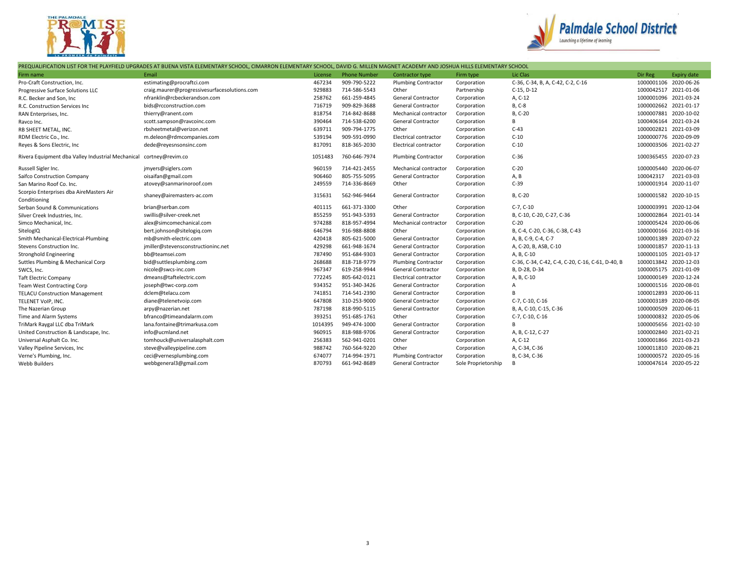PREQUALIFICATION LIST FOR THE PLAYFIELD UPGRADES AT BUENA VISTA ELEMENTARY SCHOOL, CIMARRON ELEMENTARY SCHOOL, DAVID G. MILLEN MAGNET ACADEMY AND JOSHUA HILLS ELEMENTARY SCHOOL

| Firm name | Email | License | Phone Number | Contractor type | Firm type | Lic Clas | Dir Reg | Expiry date |
|---|---|---|---|---|---|---|---|---|
| Pro-Craft Construction, Inc. | estimating@procraftci.com | 467234 | 909-790-5222 | Plumbing Contractor | Corporation | C-36, C-34, B, A, C-42, C-2, C-16 | 1000001106 | 2020-06-26 |
| Progressive Surface Solutions LLC | craig.maurer@progressivesurfacesolutions.com | 929883 | 714-586-5543 | Other | Partnership | C-15, D-12 | 1000042517 | 2021-01-06 |
| R.C. Becker and Son, Inc | nfranklin@rcbeckerandson.com | 258762 | 661-259-4845 | General Contractor | Corporation | A, C-12 | 1000001096 | 2021-03-24 |
| R.C. Construction Services Inc | bids@rcconstruction.com | 716719 | 909-829-3688 | General Contractor | Corporation | B, C-8 | 1000002662 | 2021-01-17 |
| RAN Enterprises, Inc. | thierry@ranent.com | 818754 | 714-842-8688 | Mechanical contractor | Corporation | B, C-20 | 1000007881 | 2020-10-02 |
| Ravco Inc. | scott.sampson@ravcoinc.com | 390464 | 714-538-6200 | General Contractor | Corporation | B | 1000406164 | 2021-03-24 |
| RB SHEET METAL, INC. | rbsheetmetal@verizon.net | 639711 | 909-794-1775 | Other | Corporation | C-43 | 1000002821 | 2021-03-09 |
| RDM Electric Co., Inc. | m.deleon@rdmcompanies.com | 539194 | 909-591-0990 | Electrical contractor | Corporation | C-10 | 1000000776 | 2020-09-09 |
| Reyes & Sons Electric, Inc | dede@reyesnsonsinc.com | 817091 | 818-365-2030 | Electrical contractor | Corporation | C-10 | 1000003506 | 2021-02-27 |
| Rivera Equipment dba Valley Industrial Mechanical | cortney@revim.co | 1051483 | 760-646-7974 | Plumbing Contractor | Corporation | C-36 | 1000365455 | 2020-07-23 |
| Russell Sigler Inc. | jmyers@siglers.com | 960159 | 714-421-2455 | Mechanical contractor | Corporation | C-20 | 1000005440 | 2020-06-07 |
| Saifco Construction Company | oisaifan@gmail.com | 906460 | 805-755-5095 | General Contractor | Corporation | A, B | 100042317 | 2021-03-03 |
| San Marino Roof Co. Inc. | atovey@sanmarinoroof.com | 249559 | 714-336-8669 | Other | Corporation | C-39 | 1000001914 | 2020-11-07 |
| Scorpio Enterprises dba AireMasters Air Conditioning | shaney@airemasters-ac.com | 315631 | 562-946-9464 | General Contractor | Corporation | B, C-20 | 1000001582 | 2020-10-15 |
| Serban Sound & Communications | brian@serban.com | 401115 | 661-371-3300 | Other | Corporation | C-7, C-10 | 1000003991 | 2020-12-04 |
| Silver Creek Industries, Inc. | swillis@silver-creek.net | 855259 | 951-943-5393 | General Contractor | Corporation | B, C-10, C-20, C-27, C-36 | 1000002864 | 2021-01-14 |
| Simco Mechanical, Inc. | alex@simcomechanical.com | 974288 | 818-957-4994 | Mechanical contractor | Corporation | C-20 | 1000005424 | 2020-06-06 |
| SitelogIQ | bert.johnson@sitelogiq.com | 646794 | 916-988-8808 | Other | Corporation | B, C-4, C-20, C-36, C-38, C-43 | 1000000166 | 2021-03-16 |
| Smith Mechanical-Electrical-Plumbing | mb@smith-electric.com | 420418 | 805-621-5000 | General Contractor | Corporation | A, B, C-9, C-4, C-7 | 1000001389 | 2020-07-22 |
| Stevens Construction Inc. | jmiller@stevensconstructioninc.net | 429298 | 661-948-1674 | General Contractor | Corporation | A, C-20, B, ASB, C-10 | 1000001857 | 2020-11-13 |
| Stronghold Engineering | bb@teamsei.com | 787490 | 951-684-9303 | General Contractor | Corporation | A, B, C-10 | 1000001105 | 2021-03-17 |
| Suttles Plumbing & Mechanical Corp | bid@suttlesplumbing.com | 268688 | 818-718-9779 | Plumbing Contractor | Corporation | C-36, C-34, C-42, C-4, C-20, C-16, C-61, D-40, B | 1000013842 | 2020-12-03 |
| SWCS, Inc. | nicole@swcs-inc.com | 967347 | 619-258-9944 | General Contractor | Corporation | B, D-28, D-34 | 1000005175 | 2021-01-09 |
| Taft Electric Company | dmeans@taftelectric.com | 772245 | 805-642-0121 | Electrical contractor | Corporation | A, B, C-10 | 1000000149 | 2020-12-24 |
| Team West Contracting Corp | joseph@twc-corp.com | 934352 | 951-340-3426 | General Contractor | Corporation | A | 1000001516 | 2020-08-01 |
| TELACU Construction Management | dclem@telacu.com | 741851 | 714-541-2390 | General Contractor | Corporation | B | 1000012893 | 2020-06-11 |
| TELENET VoIP, INC. | diane@telenetvoip.com | 647808 | 310-253-9000 | General Contractor | Corporation | C-7, C-10, C-16 | 1000003189 | 2020-08-05 |
| The Nazerian Group | arpy@nazerian.net | 787198 | 818-990-5115 | General Contractor | Corporation | B, A, C-10, C-15, C-36 | 1000000509 | 2020-06-11 |
| Time and Alarm Systems | bfranco@timeandalarm.com | 393251 | 951-685-1761 | Other | Corporation | C-7, C-10, C-16 | 1000000832 | 2020-05-06 |
| TriMark Raygal LLC dba TriMark | lana.fontaine@trimarkusa.com | 1014395 | 949-474-1000 | General Contractor | Corporation | B | 1000005656 | 2021-02-10 |
| United Construction & Landscape, Inc. | info@ucmland.net | 960915 | 818-988-9706 | General Contractor | Corporation | A, B, C-12, C-27 | 1000002840 | 2021-02-21 |
| Universal Asphalt Co. Inc. | tomhouck@universalasphalt.com | 256383 | 562-941-0201 | Other | Corporation | A, C-12 | 1000001866 | 2021-03-23 |
| Valley Pipeline Services, Inc | steve@valleypipeline.com | 988742 | 760-564-9220 | Other | Corporation | A, C-34, C-36 | 1000011810 | 2020-08-21 |
| Verne's Plumbing, Inc. | ceci@vernesplumbing.com | 674077 | 714-994-1971 | Plumbing Contractor | Corporation | B, C-34, C-36 | 1000000572 | 2020-05-16 |
| Webb Builders | webbgeneral3@gmail.com | 870793 | 661-942-8689 | General Contractor | Sole Proprietorship | B | 1000047614 | 2020-05-22 |